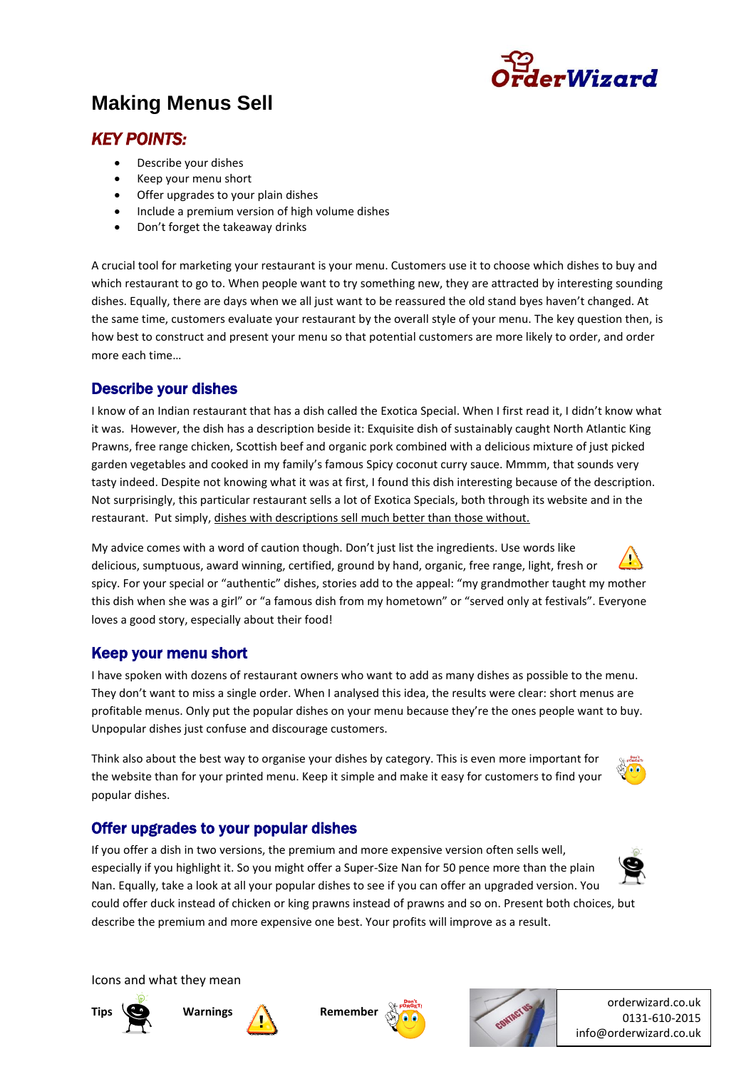# Making Menus Sell

## *KEY POINTS:*

- Describe your dishes
- Keep your menu short
- Offer upgrades to your plain dishes
- Include a premium version of high volume dishes
- Don't forget the takeaway drinks

A crucial tool for marketing your restaurant is your menu. Customers use it to choose which dishes to buy and which restaurant to go to. When people want to try something new, they are attracted by interesting sounding dishes. Equally, there are days when we all just want to be reassured the old stand byes haven't changed. At the same time, customers evaluate your restaurant by the overall style of your menu. The key question then, is how best to construct and present your menu so that potential customers are more likely to order, and order more each time…

## Describe your dishes

I know of an Indian restaurant that has a dish called the Exotica Special. When I first read it, I didn't know what it was. However, the dish has a description beside it: Exquisite dish of sustainably caught North Atlantic King Prawns, free range chicken, Scottish beef and organic pork combined with a delicious mixture of just picked garden vegetables and cooked in my family's famous Spicy coconut curry sauce. Mmmm, that sounds very tasty indeed. Despite not knowing what it was at first, I found this dish interesting because of the description. Not surprisingly, this particular restaurant sells a lot of Exotica Specials, both through its website and in the restaurant. Put simply, dishes with descriptions sell much better than those without.

My advice comes with a word of caution though. Don't just list the ingredients. Use words like delicious, sumptuous, award winning, certified, ground by hand, organic, free range, light, fresh or spicy. For your special or "authentic" dishes, stories add to the appeal: "my grandmother taught my mother this dish when she was a girl" or "a famous dish from my hometown" or "served only at festivals". Everyone loves a good story, especially about their food!

## Keep your menu short

I have spoken with dozens of restaurant owners who want to add as many dishes as possible to the menu. They don't want to miss a single order. When I analysed this idea, the results were clear: short menus are profitable menus. Only put the popular dishes on your menu because they're the ones people want to buy. Unpopular dishes just confuse and discourage customers.

Think also about the best way to organise your dishes by category. This is even more important for the website than for your printed menu. Keep it simple and make it easy for customers to find your popular dishes.

## Offer upgrades to your popular dishes

If you offer a dish in two versions, the premium and more expensive version often sells well, especially if you highlight it. So you might offer a Super-Size Nan for 50 pence more than the plain Nan. Equally, take a look at all your popular dishes to see if you can offer an upgraded version. You could offer duck instead of chicken or king prawns instead of prawns and so on. Present both choices, but describe the premium and more expensive one best. Your profits will improve as a result.

Icons and what they mean

**Tips** **Warnings** **Remember**

orderwizard.co.uk
0131-610-2015
info@orderwizard.co.uk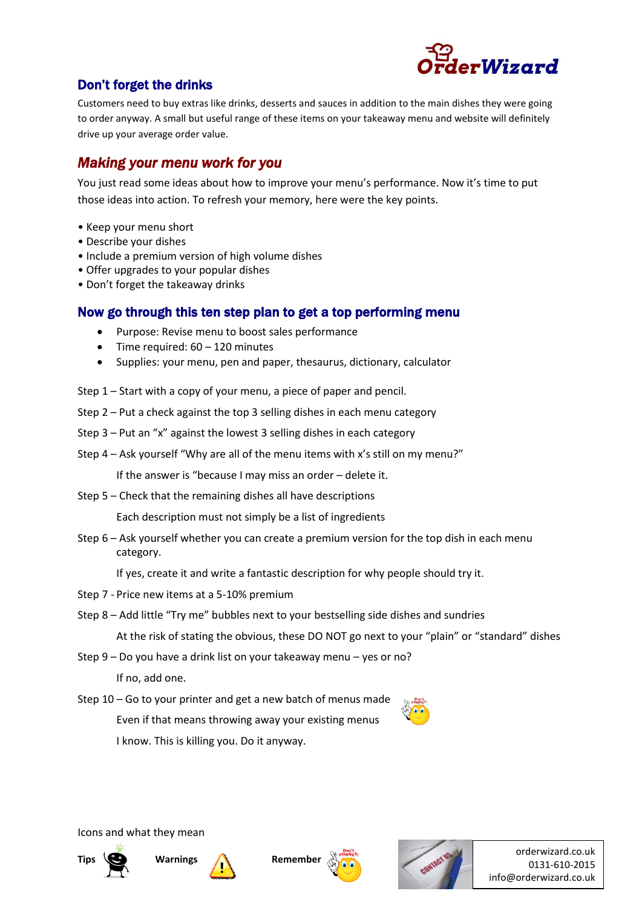## Don't forget the drinks

Customers need to buy extras like drinks, desserts and sauces in addition to the main dishes they were going to order anyway. A small but useful range of these items on your takeaway menu and website will definitely drive up your average order value.

## *Making your menu work for you*

You just read some ideas about how to improve your menu's performance. Now it's time to put those ideas into action. To refresh your memory, here were the key points.

- Keep your menu short
- Describe your dishes
- Include a premium version of high volume dishes
- Offer upgrades to your popular dishes
- Don't forget the takeaway drinks

## Now go through this ten step plan to get a top performing menu

- Purpose: Revise menu to boost sales performance
- Time required: 60 – 120 minutes
- Supplies: your menu, pen and paper, thesaurus, dictionary, calculator

Step 1 – Start with a copy of your menu, a piece of paper and pencil.

Step 2 – Put a check against the top 3 selling dishes in each menu category

Step 3 – Put an "x" against the lowest 3 selling dishes in each category

Step 4 – Ask yourself "Why are all of the menu items with x's still on my menu?"

If the answer is "because I may miss an order – delete it.

Step 5 – Check that the remaining dishes all have descriptions

Each description must not simply be a list of ingredients

Step 6 – Ask yourself whether you can create a premium version for the top dish in each menu category.

If yes, create it and write a fantastic description for why people should try it.

Step 7 - Price new items at a 5-10% premium

Step 8 – Add little "Try me" bubbles next to your bestselling side dishes and sundries

At the risk of stating the obvious, these DO NOT go next to your "plain" or "standard" dishes

Step 9 – Do you have a drink list on your takeaway menu – yes or no?

If no, add one.

Step 10 – Go to your printer and get a new batch of menus made

Even if that means throwing away your existing menus

I know. This is killing you. Do it anyway.

Icons and what they mean

**Tips** **Warnings** **Remember**

orderwizard.co.uk
0131-610-2015
info@orderwizard.co.uk